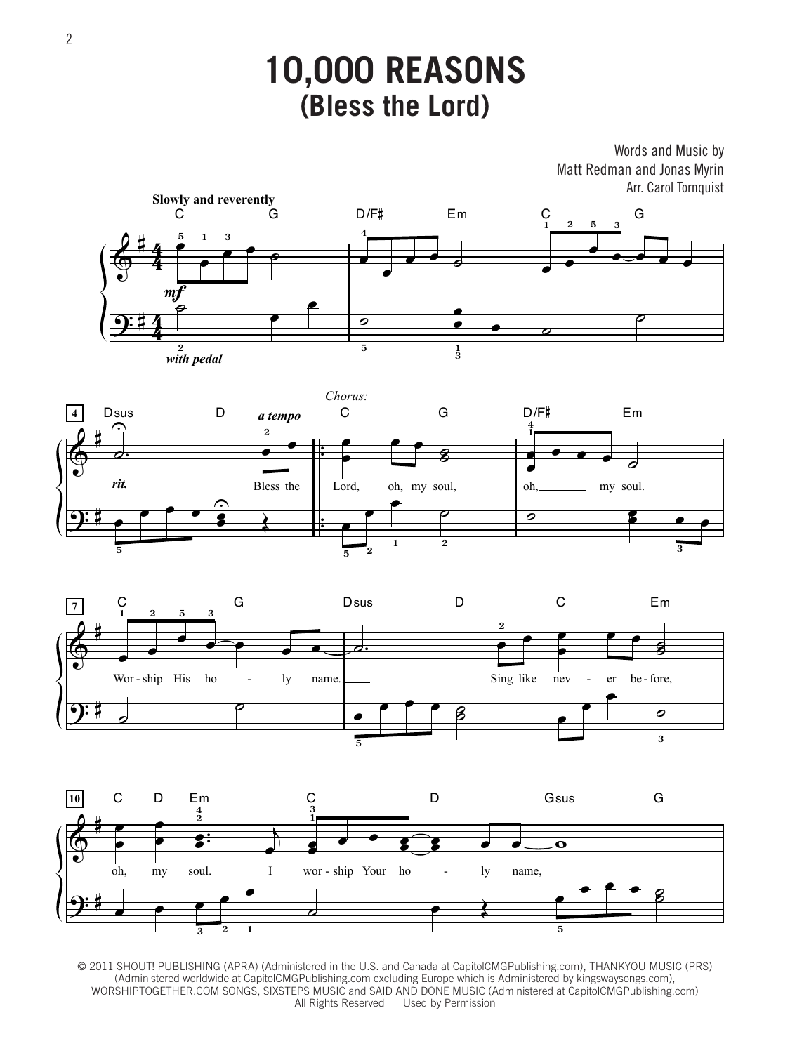# 10,000 REASONS
## (Bless the Lord)

Words and Music by
Matt Redman and Jonas Myrin
Arr. Carol Tornquist

© 2011 SHOUT! PUBLISHING (APRA) (Administered in the U.S. and Canada at CapitolCMGPublishing.com), THANKYOU MUSIC (PRS) (Administered worldwide at CapitolCMGPublishing.com excluding Europe which is Administered by kingswaysongs.com), WORSHIPTOGETHER.COM SONGS, SIXSTEPS MUSIC and SAID AND DONE MUSIC (Administered at CapitolCMGPublishing.com)
All Rights Reserved Used by Permission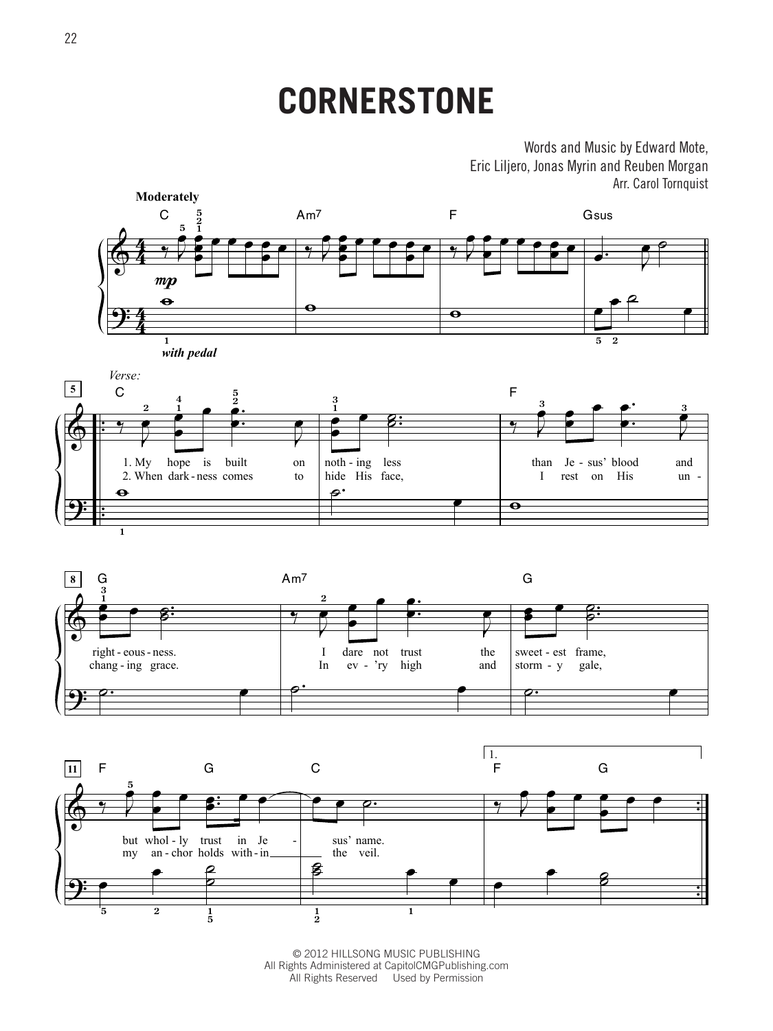# CORNERSTONE

Words and Music by Edward Mote,
Eric Liljero, Jonas Myrin and Reuben Morgan
Arr. Carol Tornquist

© 2012 HILLSONG MUSIC PUBLISHING
All Rights Administered at CapitolCMGPublishing.com
All Rights Reserved Used by Permission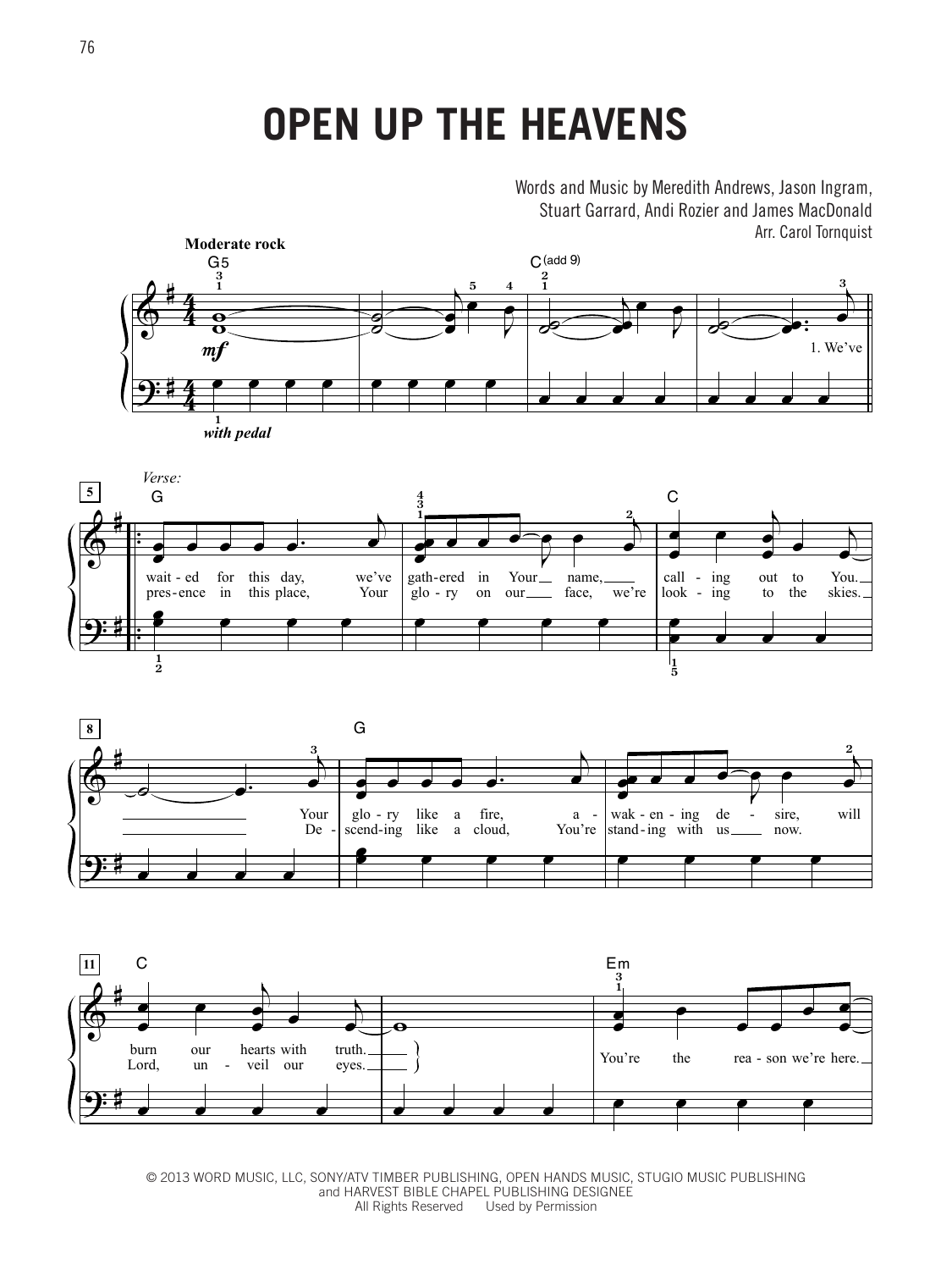# OPEN UP THE HEAVENS

Words and Music by Meredith Andrews, Jason Ingram,
Stuart Garrard, Andi Rozier and James MacDonald
Arr. Carol Tornquist

Moderate rock

G5 C(add 9)

1. We've

Verse:

G C

wait-ed for this day, we've gath-ered in Your name, call-ing out to You.
pres-ence in this place, Your glo-ry on our face, we're look-ing to the skies.

G

Your glo-ry like a fire, a-wak-en-ing de-sire, will
De-scend-ing like a cloud, You're stand-ing with us now.

C Em

burn our hearts with truth.
Lord, un-veil our eyes.

You're the rea-son we're here.

© 2013 WORD MUSIC, LLC, SONY/ATV TIMBER PUBLISHING, OPEN HANDS MUSIC, STUGIO MUSIC PUBLISHING
and HARVEST BIBLE CHAPEL PUBLISHING DESIGNEE
All Rights Reserved Used by Permission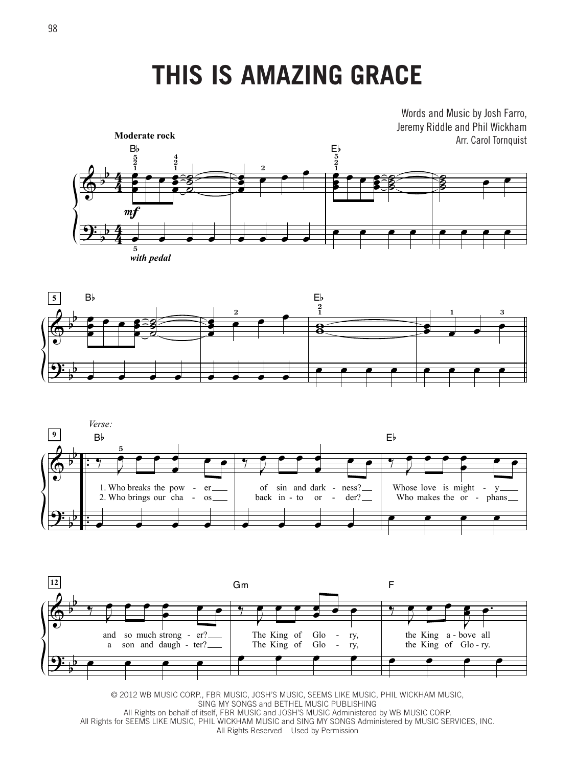# THIS IS AMAZING GRACE

Words and Music by Josh Farro,
Jeremy Riddle and Phil Wickham
Arr. Carol Tornquist

**Moderate rock**

B♭ E♭

*mf*

*with pedal*

B♭ E♭

*Verse:*

B♭ E♭

1. Who breaks the pow - er of sin and dark - ness? Whose love is might - y
2. Who brings our cha - os back in - to or - der? Who makes the or - phans

Gm F

and so much strong - er? The King of Glo - ry, the King a - bove all
a son and daugh - ter? The King of Glo - ry, the King of Glo - ry.

© 2012 WB MUSIC CORP., FBR MUSIC, JOSH'S MUSIC, SEEMS LIKE MUSIC, PHIL WICKHAM MUSIC, SING MY SONGS and BETHEL MUSIC PUBLISHING
All Rights on behalf of itself, FBR MUSIC and JOSH'S MUSIC Administered by WB MUSIC CORP.
All Rights for SEEMS LIKE MUSIC, PHIL WICKHAM MUSIC and SING MY SONGS Administered by MUSIC SERVICES, INC.
All Rights Reserved Used by Permission